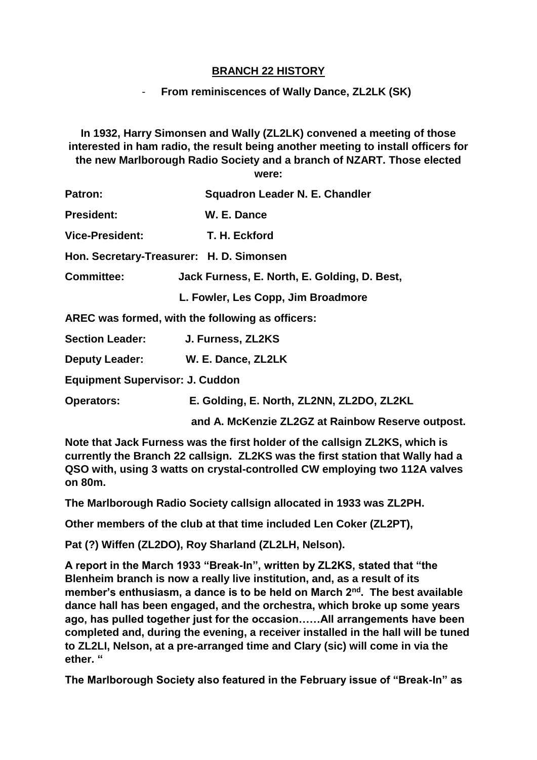## BRANCH 22 HISTORY

- **From reminiscences of Wally Dance, ZL2LK (SK)**

**In 1932, Harry Simonsen and Wally (ZL2LK) convened a meeting of those interested in ham radio, the result being another meeting to install officers for the new Marlborough Radio Society and a branch of NZART. Those elected were:**

**Patron:** Squadron Leader N. E. Chandler

**President:** W. E. Dance

**Vice-President:** T. H. Eckford

**Hon. Secretary-Treasurer:** H. D. Simonsen

**Committee:** Jack Furness, E. North, E. Golding, D. Best,
L. Fowler, Les Copp, Jim Broadmore

**AREC was formed, with the following as officers:**

**Section Leader:** J. Furness, ZL2KS

**Deputy Leader:** W. E. Dance, ZL2LK

**Equipment Supervisor:** J. Cuddon

**Operators:** E. Golding, E. North, ZL2NN, ZL2DO, ZL2KL
and A. McKenzie ZL2GZ at Rainbow Reserve outpost.

**Note that Jack Furness was the first holder of the callsign ZL2KS, which is currently the Branch 22 callsign. ZL2KS was the first station that Wally had a QSO with, using 3 watts on crystal-controlled CW employing two 112A valves on 80m.**

**The Marlborough Radio Society callsign allocated in 1933 was ZL2PH.**

**Other members of the club at that time included Len Coker (ZL2PT),**

**Pat (?) Wiffen (ZL2DO), Roy Sharland (ZL2LH, Nelson).**

**A report in the March 1933 "Break-In", written by ZL2KS, stated that "the Blenheim branch is now a really live institution, and, as a result of its member's enthusiasm, a dance is to be held on March 2nd. The best available dance hall has been engaged, and the orchestra, which broke up some years ago, has pulled together just for the occasion……All arrangements have been completed and, during the evening, a receiver installed in the hall will be tuned to ZL2LI, Nelson, at a pre-arranged time and Clary (sic) will come in via the ether. "**

**The Marlborough Society also featured in the February issue of "Break-In" as**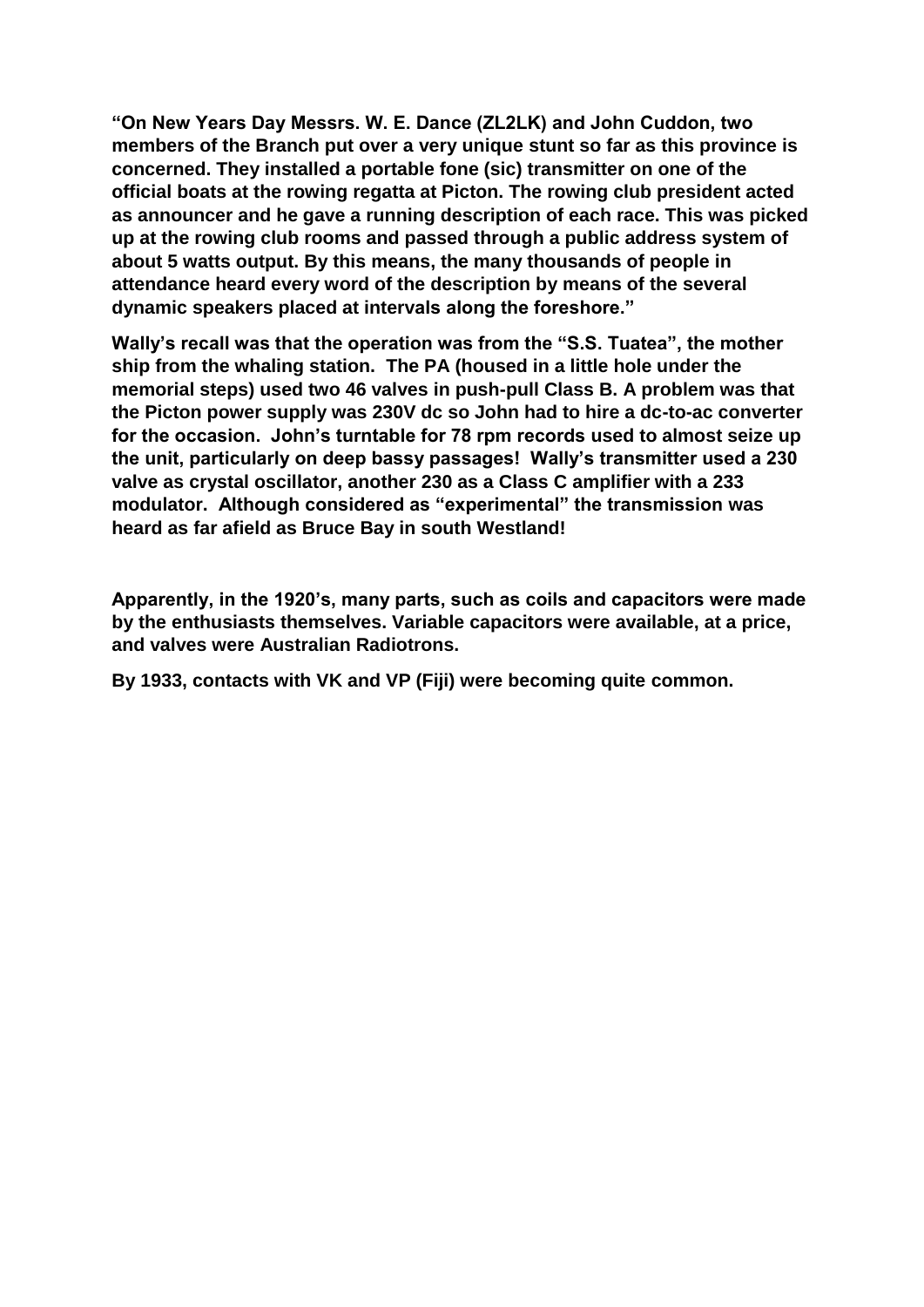**“On New Years Day Messrs. W. E. Dance (ZL2LK) and John Cuddon, two members of the Branch put over a very unique stunt so far as this province is concerned. They installed a portable fone (sic) transmitter on one of the official boats at the rowing regatta at Picton. The rowing club president acted as announcer and he gave a running description of each race. This was picked up at the rowing club rooms and passed through a public address system of about 5 watts output. By this means, the many thousands of people in attendance heard every word of the description by means of the several dynamic speakers placed at intervals along the foreshore.”**

**Wally’s recall was that the operation was from the “S.S. Tuatea”, the mother ship from the whaling station. The PA (housed in a little hole under the memorial steps) used two 46 valves in push-pull Class B. A problem was that the Picton power supply was 230V dc so John had to hire a dc-to-ac converter for the occasion. John’s turntable for 78 rpm records used to almost seize up the unit, particularly on deep bassy passages! Wally’s transmitter used a 230 valve as crystal oscillator, another 230 as a Class C amplifier with a 233 modulator. Although considered as “experimental” the transmission was heard as far afield as Bruce Bay in south Westland!**

**Apparently, in the 1920’s, many parts, such as coils and capacitors were made by the enthusiasts themselves. Variable capacitors were available, at a price, and valves were Australian Radiotrons.**

**By 1933, contacts with VK and VP (Fiji) were becoming quite common.**